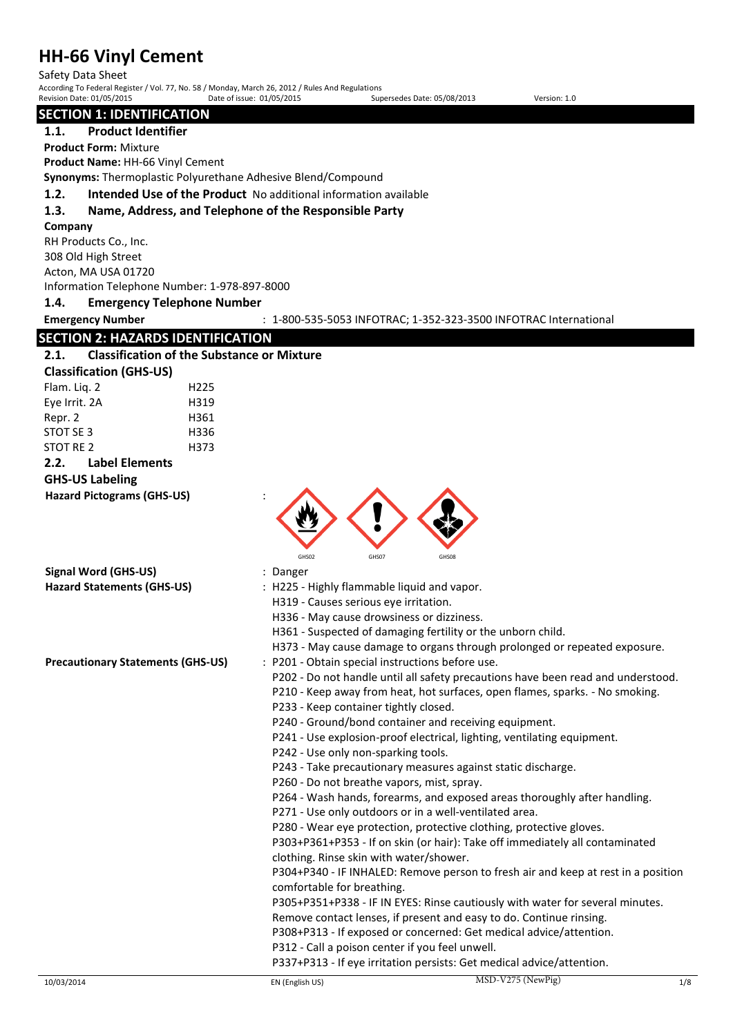# HH-66 Vinyl Cement

Safety Data Sheet

According To Federal Register / Vol. 77, No. 58 / Monday, March 26, 2012 / Rules And Regulations

Revision Date: 01/05/2015 | Date of issue: 01/05/2015 | Supersedes Date: 05/08/2013 | Version: 1.0

## SECTION 1: IDENTIFICATION

### 1.1. Product Identifier

**Product Form:** Mixture

**Product Name:** HH-66 Vinyl Cement

**Synonyms:** Thermoplastic Polyurethane Adhesive Blend/Compound

### 1.2. Intended Use of the Product

No additional information available

### 1.3. Name, Address, and Telephone of the Responsible Party

**Company**

RH Products Co., Inc.
308 Old High Street
Acton, MA USA 01720
Information Telephone Number: 1-978-897-8000

### 1.4. Emergency Telephone Number

**Emergency Number** : 1-800-535-5053 INFOTRAC; 1-352-323-3500 INFOTRAC International

## SECTION 2: HAZARDS IDENTIFICATION

### 2.1. Classification of the Substance or Mixture

**Classification (GHS-US)**

| Classification | Hazard Statement |
|---|---|
| Flam. Liq. 2 | H225 |
| Eye Irrit. 2A | H319 |
| Repr. 2 | H361 |
| STOT SE 3 | H336 |
| STOT RE 2 | H373 |

### 2.2. Label Elements

**GHS-US Labeling**

**Hazard Pictograms (GHS-US)** :

GHS02 GHS07 GHS08

**Signal Word (GHS-US)** : Danger

**Hazard Statements (GHS-US)** :
- H225 - Highly flammable liquid and vapor.
- H319 - Causes serious eye irritation.
- H336 - May cause drowsiness or dizziness.
- H361 - Suspected of damaging fertility or the unborn child.
- H373 - May cause damage to organs through prolonged or repeated exposure.

**Precautionary Statements (GHS-US)** :
- P201 - Obtain special instructions before use.
- P202 - Do not handle until all safety precautions have been read and understood.
- P210 - Keep away from heat, hot surfaces, open flames, sparks. - No smoking.
- P233 - Keep container tightly closed.
- P240 - Ground/bond container and receiving equipment.
- P241 - Use explosion-proof electrical, lighting, ventilating equipment.
- P242 - Use only non-sparking tools.
- P243 - Take precautionary measures against static discharge.
- P260 - Do not breathe vapors, mist, spray.
- P264 - Wash hands, forearms, and exposed areas thoroughly after handling.
- P271 - Use only outdoors or in a well-ventilated area.
- P280 - Wear eye protection, protective clothing, protective gloves.
- P303+P361+P353 - If on skin (or hair): Take off immediately all contaminated clothing. Rinse skin with water/shower.
- P304+P340 - IF INHALED: Remove person to fresh air and keep at rest in a position comfortable for breathing.
- P305+P351+P338 - IF IN EYES: Rinse cautiously with water for several minutes. Remove contact lenses, if present and easy to do. Continue rinsing.
- P308+P313 - If exposed or concerned: Get medical advice/attention.
- P312 - Call a poison center if you feel unwell.
- P337+P313 - If eye irritation persists: Get medical advice/attention.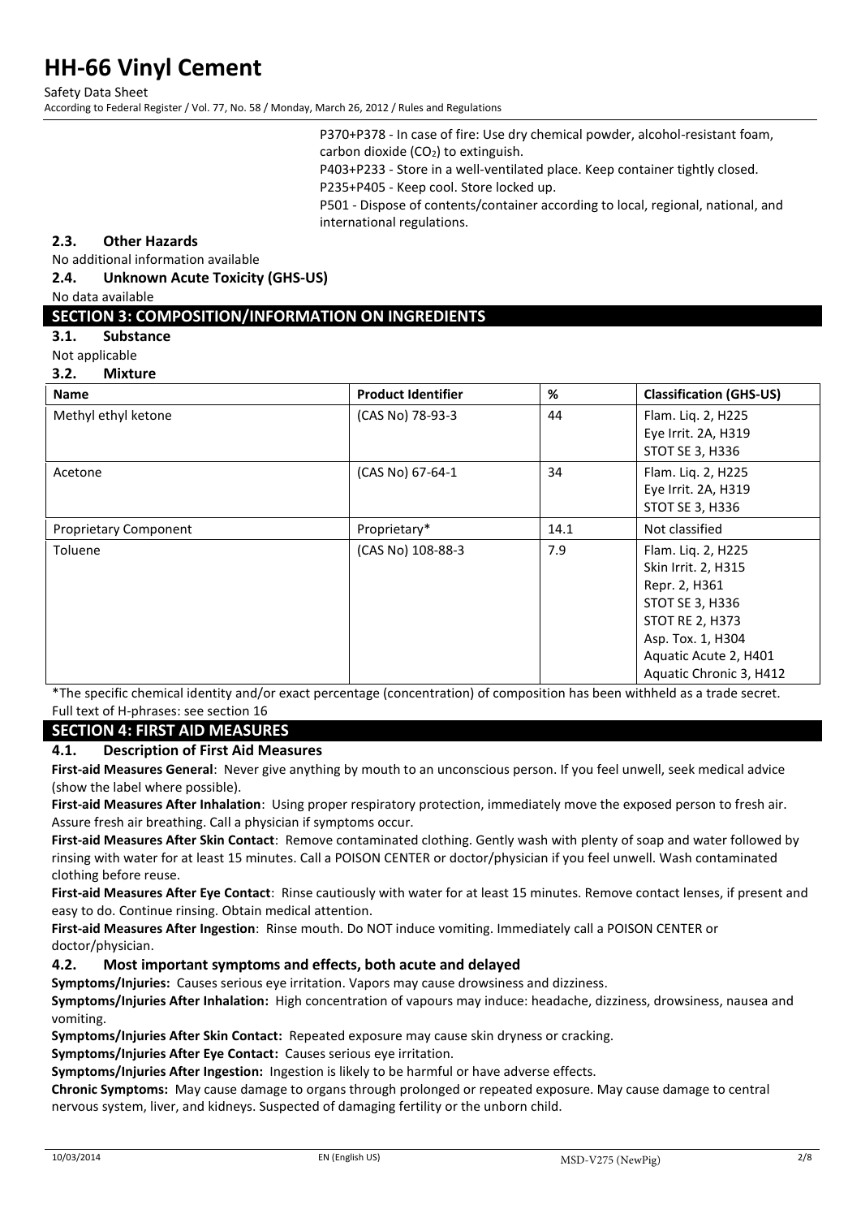P370+P378 - In case of fire: Use dry chemical powder, alcohol-resistant foam, carbon dioxide ($CO_2$) to extinguish.
P403+P233 - Store in a well-ventilated place. Keep container tightly closed.
P235+P405 - Keep cool. Store locked up.
P501 - Dispose of contents/container according to local, regional, national, and international regulations.

### 2.3. Other Hazards

No additional information available

### 2.4. Unknown Acute Toxicity (GHS-US)

No data available

## SECTION 3: COMPOSITION/INFORMATION ON INGREDIENTS

### 3.1. Substance

Not applicable

### 3.2. Mixture

| Name | Product Identifier | % | Classification (GHS-US) |
|---|---|---|---|
| Methyl ethyl ketone | (CAS No) 78-93-3 | 44 | Flam. Liq. 2, H225<br>Eye Irrit. 2A, H319<br>STOT SE 3, H336 |
| Acetone | (CAS No) 67-64-1 | 34 | Flam. Liq. 2, H225<br>Eye Irrit. 2A, H319<br>STOT SE 3, H336 |
| Proprietary Component | Proprietary* | 14.1 | Not classified |
| Toluene | (CAS No) 108-88-3 | 7.9 | Flam. Liq. 2, H225<br>Skin Irrit. 2, H315<br>Repr. 2, H361<br>STOT SE 3, H336<br>STOT RE 2, H373<br>Asp. Tox. 1, H304<br>Aquatic Acute 2, H401<br>Aquatic Chronic 3, H412 |

*The specific chemical identity and/or exact percentage (concentration) of composition has been withheld as a trade secret.

Full text of H-phrases: see section 16

## SECTION 4: FIRST AID MEASURES

### 4.1. Description of First Aid Measures

**First-aid Measures General**: Never give anything by mouth to an unconscious person. If you feel unwell, seek medical advice (show the label where possible).

**First-aid Measures After Inhalation**: Using proper respiratory protection, immediately move the exposed person to fresh air. Assure fresh air breathing. Call a physician if symptoms occur.

**First-aid Measures After Skin Contact**: Remove contaminated clothing. Gently wash with plenty of soap and water followed by rinsing with water for at least 15 minutes. Call a POISON CENTER or doctor/physician if you feel unwell. Wash contaminated clothing before reuse.

**First-aid Measures After Eye Contact**: Rinse cautiously with water for at least 15 minutes. Remove contact lenses, if present and easy to do. Continue rinsing. Obtain medical attention.

**First-aid Measures After Ingestion**: Rinse mouth. Do NOT induce vomiting. Immediately call a POISON CENTER or doctor/physician.

### 4.2. Most important symptoms and effects, both acute and delayed

**Symptoms/Injuries:** Causes serious eye irritation. Vapors may cause drowsiness and dizziness.

**Symptoms/Injuries After Inhalation:** High concentration of vapours may induce: headache, dizziness, drowsiness, nausea and vomiting.

**Symptoms/Injuries After Skin Contact:** Repeated exposure may cause skin dryness or cracking.

**Symptoms/Injuries After Eye Contact:** Causes serious eye irritation.

**Symptoms/Injuries After Ingestion:** Ingestion is likely to be harmful or have adverse effects.

**Chronic Symptoms:** May cause damage to organs through prolonged or repeated exposure. May cause damage to central nervous system, liver, and kidneys. Suspected of damaging fertility or the unborn child.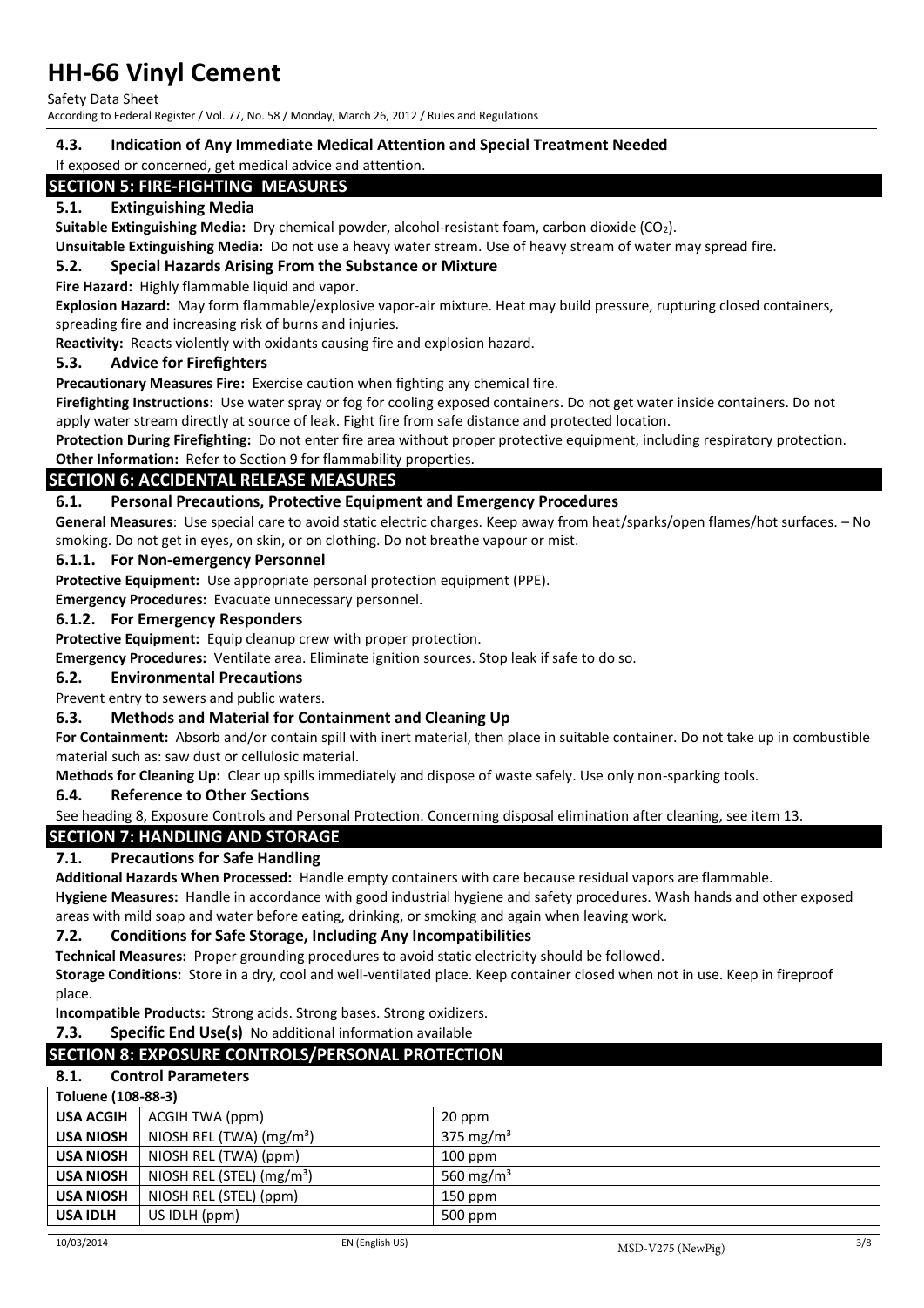### 4.3. Indication of Any Immediate Medical Attention and Special Treatment Needed

If exposed or concerned, get medical advice and attention.

## SECTION 5: FIRE-FIGHTING MEASURES

### 5.1. Extinguishing Media

**Suitable Extinguishing Media:** Dry chemical powder, alcohol-resistant foam, carbon dioxide ($CO_2$).

**Unsuitable Extinguishing Media:** Do not use a heavy water stream. Use of heavy stream of water may spread fire.

### 5.2. Special Hazards Arising From the Substance or Mixture

**Fire Hazard:** Highly flammable liquid and vapor.

**Explosion Hazard:** May form flammable/explosive vapor-air mixture. Heat may build pressure, rupturing closed containers, spreading fire and increasing risk of burns and injuries.

**Reactivity:** Reacts violently with oxidants causing fire and explosion hazard.

### 5.3. Advice for Firefighters

**Precautionary Measures Fire:** Exercise caution when fighting any chemical fire.

**Firefighting Instructions:** Use water spray or fog for cooling exposed containers. Do not get water inside containers. Do not apply water stream directly at source of leak. Fight fire from safe distance and protected location.

**Protection During Firefighting:** Do not enter fire area without proper protective equipment, including respiratory protection.

**Other Information:** Refer to Section 9 for flammability properties.

## SECTION 6: ACCIDENTAL RELEASE MEASURES

### 6.1. Personal Precautions, Protective Equipment and Emergency Procedures

**General Measures**: Use special care to avoid static electric charges. Keep away from heat/sparks/open flames/hot surfaces. – No smoking. Do not get in eyes, on skin, or on clothing. Do not breathe vapour or mist.

#### 6.1.1. For Non-emergency Personnel

**Protective Equipment:** Use appropriate personal protection equipment (PPE).

**Emergency Procedures:** Evacuate unnecessary personnel.

#### 6.1.2. For Emergency Responders

**Protective Equipment:** Equip cleanup crew with proper protection.

**Emergency Procedures:** Ventilate area. Eliminate ignition sources. Stop leak if safe to do so.

### 6.2. Environmental Precautions

Prevent entry to sewers and public waters.

### 6.3. Methods and Material for Containment and Cleaning Up

**For Containment:** Absorb and/or contain spill with inert material, then place in suitable container. Do not take up in combustible material such as: saw dust or cellulosic material.

**Methods for Cleaning Up:** Clear up spills immediately and dispose of waste safely. Use only non-sparking tools.

### 6.4. Reference to Other Sections

See heading 8, Exposure Controls and Personal Protection. Concerning disposal elimination after cleaning, see item 13.

## SECTION 7: HANDLING AND STORAGE

### 7.1. Precautions for Safe Handling

**Additional Hazards When Processed:** Handle empty containers with care because residual vapors are flammable.

**Hygiene Measures:** Handle in accordance with good industrial hygiene and safety procedures. Wash hands and other exposed areas with mild soap and water before eating, drinking, or smoking and again when leaving work.

### 7.2. Conditions for Safe Storage, Including Any Incompatibilities

**Technical Measures:** Proper grounding procedures to avoid static electricity should be followed.

**Storage Conditions:** Store in a dry, cool and well-ventilated place. Keep container closed when not in use. Keep in fireproof place.

**Incompatible Products:** Strong acids. Strong bases. Strong oxidizers.

### 7.3. Specific End Use(s) No additional information available

## SECTION 8: EXPOSURE CONTROLS/PERSONAL PROTECTION

### 8.1. Control Parameters

| Toluene (108-88-3) | | |
|---|---|---|
| **USA ACGIH** | ACGIH TWA (ppm) | 20 ppm |
| **USA NIOSH** | NIOSH REL (TWA) ($mg/m^3$) | 375 $mg/m^3$ |
| **USA NIOSH** | NIOSH REL (TWA) (ppm) | 100 ppm |
| **USA NIOSH** | NIOSH REL (STEL) ($mg/m^3$) | 560 $mg/m^3$ |
| **USA NIOSH** | NIOSH REL (STEL) (ppm) | 150 ppm |
| **USA IDLH** | US IDLH (ppm) | 500 ppm |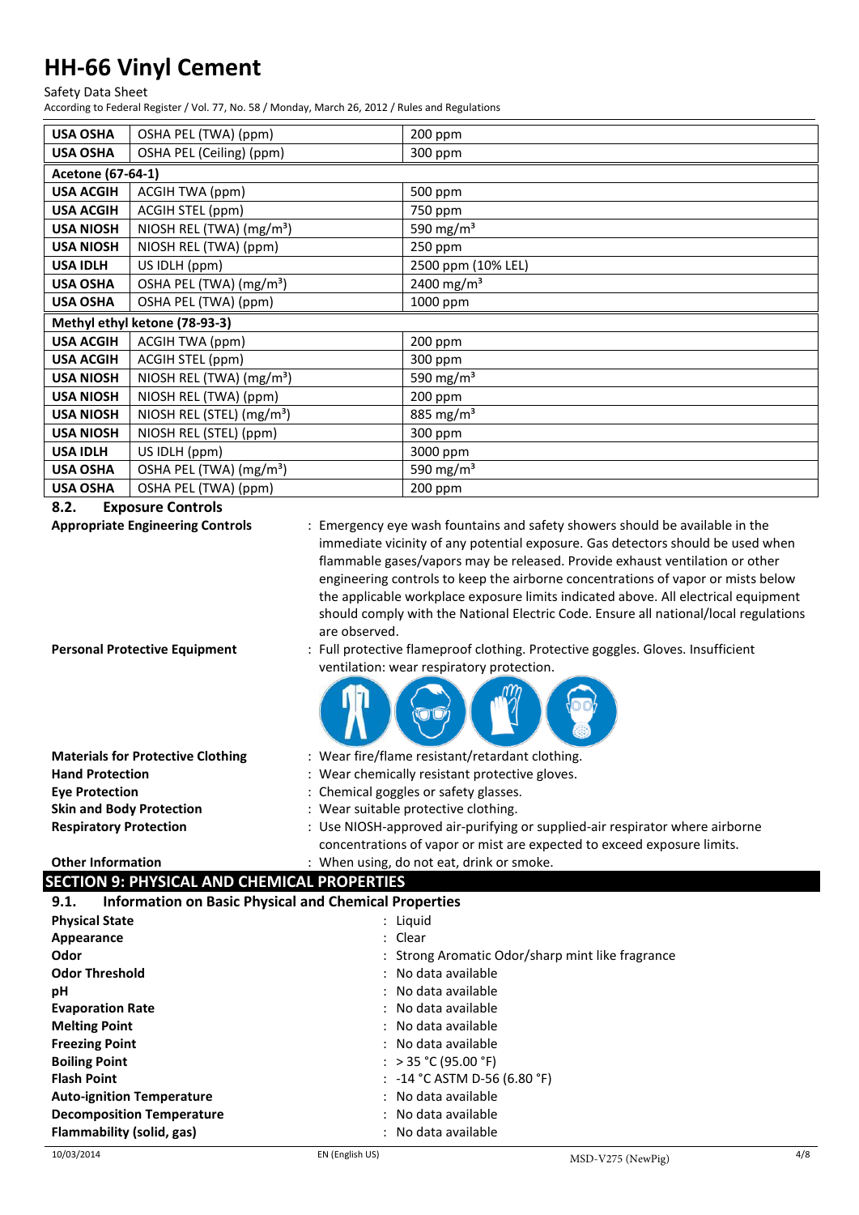| | | |
|---|---|---|
| **USA OSHA** | OSHA PEL (TWA) (ppm) | 200 ppm |
| **USA OSHA** | OSHA PEL (Ceiling) (ppm) | 300 ppm |
| **Acetone (67-64-1)** | | |
| **USA ACGIH** | ACGIH TWA (ppm) | 500 ppm |
| **USA ACGIH** | ACGIH STEL (ppm) | 750 ppm |
| **USA NIOSH** | NIOSH REL (TWA) ($mg/m^3$) | 590 $mg/m^3$ |
| **USA NIOSH** | NIOSH REL (TWA) (ppm) | 250 ppm |
| **USA IDLH** | US IDLH (ppm) | 2500 ppm (10% LEL) |
| **USA OSHA** | OSHA PEL (TWA) ($mg/m^3$) | 2400 $mg/m^3$ |
| **USA OSHA** | OSHA PEL (TWA) (ppm) | 1000 ppm |
| **Methyl ethyl ketone (78-93-3)** | | |
| **USA ACGIH** | ACGIH TWA (ppm) | 200 ppm |
| **USA ACGIH** | ACGIH STEL (ppm) | 300 ppm |
| **USA NIOSH** | NIOSH REL (TWA) ($mg/m^3$) | 590 $mg/m^3$ |
| **USA NIOSH** | NIOSH REL (TWA) (ppm) | 200 ppm |
| **USA NIOSH** | NIOSH REL (STEL) ($mg/m^3$) | 885 $mg/m^3$ |
| **USA NIOSH** | NIOSH REL (STEL) (ppm) | 300 ppm |
| **USA IDLH** | US IDLH (ppm) | 3000 ppm |
| **USA OSHA** | OSHA PEL (TWA) ($mg/m^3$) | 590 $mg/m^3$ |
| **USA OSHA** | OSHA PEL (TWA) (ppm) | 200 ppm |

### 8.2. Exposure Controls

**Appropriate Engineering Controls** : Emergency eye wash fountains and safety showers should be available in the immediate vicinity of any potential exposure. Gas detectors should be used when flammable gases/vapors may be released. Provide exhaust ventilation or other engineering controls to keep the airborne concentrations of vapor or mists below the applicable workplace exposure limits indicated above. All electrical equipment should comply with the National Electric Code. Ensure all national/local regulations are observed.

**Personal Protective Equipment** : Full protective flameproof clothing. Protective goggles. Gloves. Insufficient ventilation: wear respiratory protection.

**Materials for Protective Clothing** : Wear fire/flame resistant/retardant clothing.

**Hand Protection** : Wear chemically resistant protective gloves.

**Eye Protection** : Chemical goggles or safety glasses.

**Skin and Body Protection** : Wear suitable protective clothing.

**Respiratory Protection** : Use NIOSH-approved air-purifying or supplied-air respirator where airborne concentrations of vapor or mist are expected to exceed exposure limits.

**Other Information** : When using, do not eat, drink or smoke.

## SECTION 9: PHYSICAL AND CHEMICAL PROPERTIES

### 9.1. Information on Basic Physical and Chemical Properties

**Physical State** : Liquid

**Appearance** : Clear

**Odor** : Strong Aromatic Odor/sharp mint like fragrance

**Odor Threshold** : No data available

**pH** : No data available

**Evaporation Rate** : No data available

**Melting Point** : No data available

**Freezing Point** : No data available

**Boiling Point** : > 35 °C (95.00 °F)

**Flash Point** : -14 °C ASTM D-56 (6.80 °F)

**Auto-ignition Temperature** : No data available

**Decomposition Temperature** : No data available

**Flammability (solid, gas)** : No data available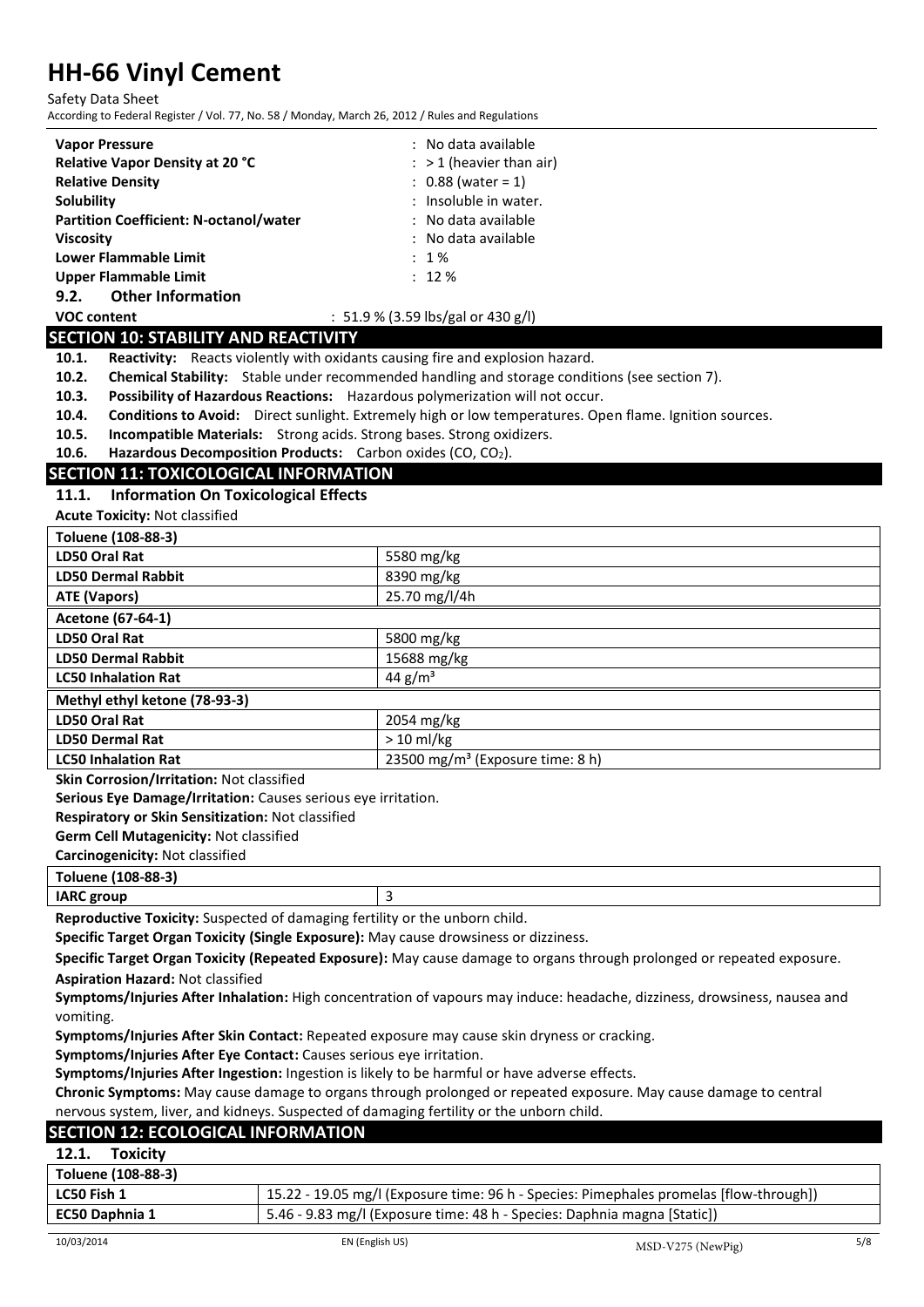| | |
|---|---|
| **Vapor Pressure** | : No data available |
| **Relative Vapor Density at 20 °C** | : > 1 (heavier than air) |
| **Relative Density** | : 0.88 (water = 1) |
| **Solubility** | : Insoluble in water. |
| **Partition Coefficient: N-octanol/water** | : No data available |
| **Viscosity** | : No data available |
| **Lower Flammable Limit** | : 1 % |
| **Upper Flammable Limit** | : 12 % |

### 9.2. Other Information

**VOC content** : 51.9 % (3.59 lbs/gal or 430 g/l)

## SECTION 10: STABILITY AND REACTIVITY

**10.1. Reactivity:** Reacts violently with oxidants causing fire and explosion hazard.

**10.2. Chemical Stability:** Stable under recommended handling and storage conditions (see section 7).

**10.3. Possibility of Hazardous Reactions:** Hazardous polymerization will not occur.

**10.4. Conditions to Avoid:** Direct sunlight. Extremely high or low temperatures. Open flame. Ignition sources.

**10.5. Incompatible Materials:** Strong acids. Strong bases. Strong oxidizers.

**10.6. Hazardous Decomposition Products:** Carbon oxides (CO, $CO_2$).

## SECTION 11: TOXICOLOGICAL INFORMATION

### 11.1. Information On Toxicological Effects

**Acute Toxicity:** Not classified

| **Toluene (108-88-3)** | |
|---|---|
| **LD50 Oral Rat** | 5580 mg/kg |
| **LD50 Dermal Rabbit** | 8390 mg/kg |
| **ATE (Vapors)** | 25.70 mg/l/4h |
| **Acetone (67-64-1)** | |
| **LD50 Oral Rat** | 5800 mg/kg |
| **LD50 Dermal Rabbit** | 15688 mg/kg |
| **LC50 Inhalation Rat** | 44 $g/m^3$ |
| **Methyl ethyl ketone (78-93-3)** | |
| **LD50 Oral Rat** | 2054 mg/kg |
| **LD50 Dermal Rat** | > 10 ml/kg |
| **LC50 Inhalation Rat** | 23500 $mg/m^3$ (Exposure time: 8 h) |

**Skin Corrosion/Irritation:** Not classified

**Serious Eye Damage/Irritation:** Causes serious eye irritation.

**Respiratory or Skin Sensitization:** Not classified

**Germ Cell Mutagenicity:** Not classified

**Carcinogenicity:** Not classified

| **Toluene (108-88-3)** | |
|---|---|
| **IARC group** | 3 |

**Reproductive Toxicity:** Suspected of damaging fertility or the unborn child.

**Specific Target Organ Toxicity (Single Exposure):** May cause drowsiness or dizziness.

**Specific Target Organ Toxicity (Repeated Exposure):** May cause damage to organs through prolonged or repeated exposure.

**Aspiration Hazard:** Not classified

**Symptoms/Injuries After Inhalation:** High concentration of vapours may induce: headache, dizziness, drowsiness, nausea and vomiting.

**Symptoms/Injuries After Skin Contact:** Repeated exposure may cause skin dryness or cracking.

**Symptoms/Injuries After Eye Contact:** Causes serious eye irritation.

**Symptoms/Injuries After Ingestion:** Ingestion is likely to be harmful or have adverse effects.

**Chronic Symptoms:** May cause damage to organs through prolonged or repeated exposure. May cause damage to central nervous system, liver, and kidneys. Suspected of damaging fertility or the unborn child.

## SECTION 12: ECOLOGICAL INFORMATION

### 12.1. Toxicity

| **Toluene (108-88-3)** | |
|---|---|
| **LC50 Fish 1** | 15.22 - 19.05 mg/l (Exposure time: 96 h - Species: Pimephales promelas [flow-through]) |
| **EC50 Daphnia 1** | 5.46 - 9.83 mg/l (Exposure time: 48 h - Species: Daphnia magna [Static]) |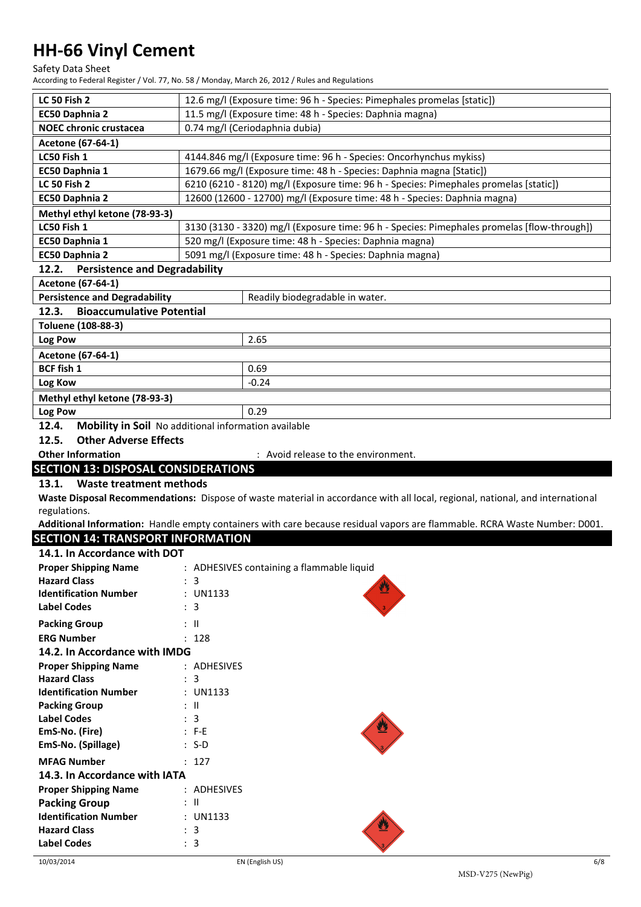| | |
|---|---|
| **LC 50 Fish 2** | 12.6 mg/l (Exposure time: 96 h - Species: Pimephales promelas [static]) |
| **EC50 Daphnia 2** | 11.5 mg/l (Exposure time: 48 h - Species: Daphnia magna) |
| **NOEC chronic crustacea** | 0.74 mg/l (Ceriodaphnia dubia) |
| **Acetone (67-64-1)** | |
| **LC50 Fish 1** | 4144.846 mg/l (Exposure time: 96 h - Species: Oncorhynchus mykiss) |
| **EC50 Daphnia 1** | 1679.66 mg/l (Exposure time: 48 h - Species: Daphnia magna [Static]) |
| **LC 50 Fish 2** | 6210 (6210 - 8120) mg/l (Exposure time: 96 h - Species: Pimephales promelas [static]) |
| **EC50 Daphnia 2** | 12600 (12600 - 12700) mg/l (Exposure time: 48 h - Species: Daphnia magna) |
| **Methyl ethyl ketone (78-93-3)** | |
| **LC50 Fish 1** | 3130 (3130 - 3320) mg/l (Exposure time: 96 h - Species: Pimephales promelas [flow-through]) |
| **EC50 Daphnia 1** | 520 mg/l (Exposure time: 48 h - Species: Daphnia magna) |
| **EC50 Daphnia 2** | 5091 mg/l (Exposure time: 48 h - Species: Daphnia magna) |

### 12.2. Persistence and Degradability

| | |
|---|---|
| **Acetone (67-64-1)** | |
| **Persistence and Degradability** | Readily biodegradable in water. |

### 12.3. Bioaccumulative Potential

| | |
|---|---|
| **Toluene (108-88-3)** | |
| **Log Pow** | 2.65 |
| **Acetone (67-64-1)** | |
| **BCF fish 1** | 0.69 |
| **Log Kow** | -0.24 |
| **Methyl ethyl ketone (78-93-3)** | |
| **Log Pow** | 0.29 |

### 12.4. Mobility in Soil

No additional information available

### 12.5. Other Adverse Effects

**Other Information** : Avoid release to the environment.

## SECTION 13: DISPOSAL CONSIDERATIONS

### 13.1. Waste treatment methods

**Waste Disposal Recommendations:** Dispose of waste material in accordance with all local, regional, national, and international regulations.

**Additional Information:** Handle empty containers with care because residual vapors are flammable. RCRA Waste Number: D001.

## SECTION 14: TRANSPORT INFORMATION

### 14.1. In Accordance with DOT

**Proper Shipping Name** : ADHESIVES containing a flammable liquid
**Hazard Class** : 3
**Identification Number** : UN1133
**Label Codes** : 3
**Packing Group** : II
**ERG Number** : 128

### 14.2. In Accordance with IMDG

**Proper Shipping Name** : ADHESIVES
**Hazard Class** : 3
**Identification Number** : UN1133
**Packing Group** : II
**Label Codes** : 3
**EmS-No. (Fire)** : F-E
**EmS-No. (Spillage)** : S-D
**MFAG Number** : 127

### 14.3. In Accordance with IATA

**Proper Shipping Name** : ADHESIVES
**Packing Group** : II
**Identification Number** : UN1133
**Hazard Class** : 3
**Label Codes** : 3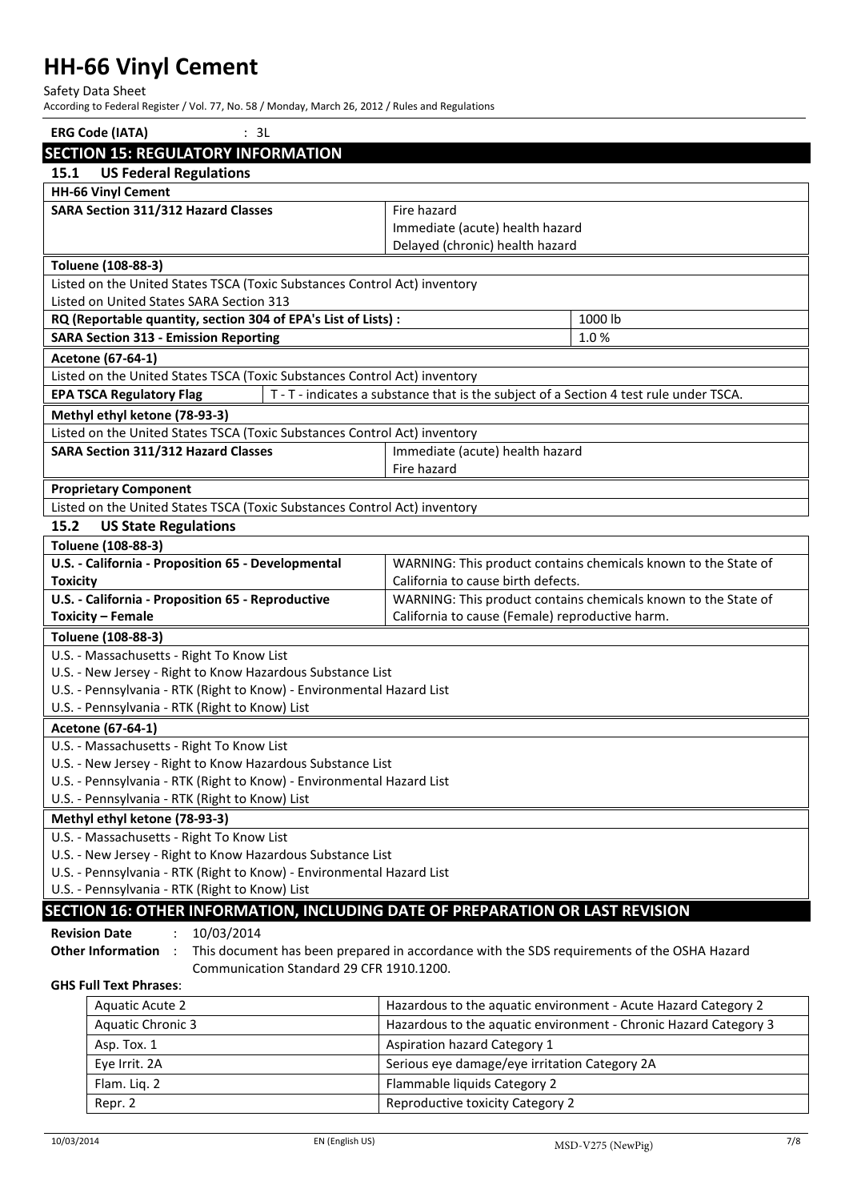**ERG Code (IATA)** : 3L

## SECTION 15: REGULATORY INFORMATION

### 15.1 US Federal Regulations

| **HH-66 Vinyl Cement** | |
|---|---|
| **SARA Section 311/312 Hazard Classes** | Fire hazard<br>Immediate (acute) health hazard<br>Delayed (chronic) health hazard |

| **Toluene (108-88-3)** | |
|---|---|
| Listed on the United States TSCA (Toxic Substances Control Act) inventory | |
| Listed on United States SARA Section 313 | |
| **RQ (Reportable quantity, section 304 of EPA's List of Lists) :** | 1000 lb |
| **SARA Section 313 - Emission Reporting** | 1.0 % |

| **Acetone (67-64-1)** | |
|---|---|
| Listed on the United States TSCA (Toxic Substances Control Act) inventory | |
| **EPA TSCA Regulatory Flag** | T - T - indicates a substance that is the subject of a Section 4 test rule under TSCA. |

| **Methyl ethyl ketone (78-93-3)** | |
|---|---|
| Listed on the United States TSCA (Toxic Substances Control Act) inventory | |
| **SARA Section 311/312 Hazard Classes** | Immediate (acute) health hazard<br>Fire hazard |

| **Proprietary Component** |
|---|
| Listed on the United States TSCA (Toxic Substances Control Act) inventory |

### 15.2 US State Regulations

| **Toluene (108-88-3)** | |
|---|---|
| **U.S. - California - Proposition 65 - Developmental Toxicity** | WARNING: This product contains chemicals known to the State of California to cause birth defects. |
| **U.S. - California - Proposition 65 - Reproductive Toxicity – Female** | WARNING: This product contains chemicals known to the State of California to cause (Female) reproductive harm. |

| **Toluene (108-88-3)** |
|---|
| U.S. - Massachusetts - Right To Know List<br>U.S. - New Jersey - Right to Know Hazardous Substance List<br>U.S. - Pennsylvania - RTK (Right to Know) - Environmental Hazard List<br>U.S. - Pennsylvania - RTK (Right to Know) List |

| **Acetone (67-64-1)** |
|---|
| U.S. - Massachusetts - Right To Know List<br>U.S. - New Jersey - Right to Know Hazardous Substance List<br>U.S. - Pennsylvania - RTK (Right to Know) - Environmental Hazard List<br>U.S. - Pennsylvania - RTK (Right to Know) List |

| **Methyl ethyl ketone (78-93-3)** |
|---|
| U.S. - Massachusetts - Right To Know List<br>U.S. - New Jersey - Right to Know Hazardous Substance List<br>U.S. - Pennsylvania - RTK (Right to Know) - Environmental Hazard List<br>U.S. - Pennsylvania - RTK (Right to Know) List |

## SECTION 16: OTHER INFORMATION, INCLUDING DATE OF PREPARATION OR LAST REVISION

**Revision Date** : 10/03/2014

**Other Information** : This document has been prepared in accordance with the SDS requirements of the OSHA Hazard Communication Standard 29 CFR 1910.1200.

**GHS Full Text Phrases**:

| | |
|---|---|
| Aquatic Acute 2 | Hazardous to the aquatic environment - Acute Hazard Category 2 |
| Aquatic Chronic 3 | Hazardous to the aquatic environment - Chronic Hazard Category 3 |
| Asp. Tox. 1 | Aspiration hazard Category 1 |
| Eye Irrit. 2A | Serious eye damage/eye irritation Category 2A |
| Flam. Liq. 2 | Flammable liquids Category 2 |
| Repr. 2 | Reproductive toxicity Category 2 |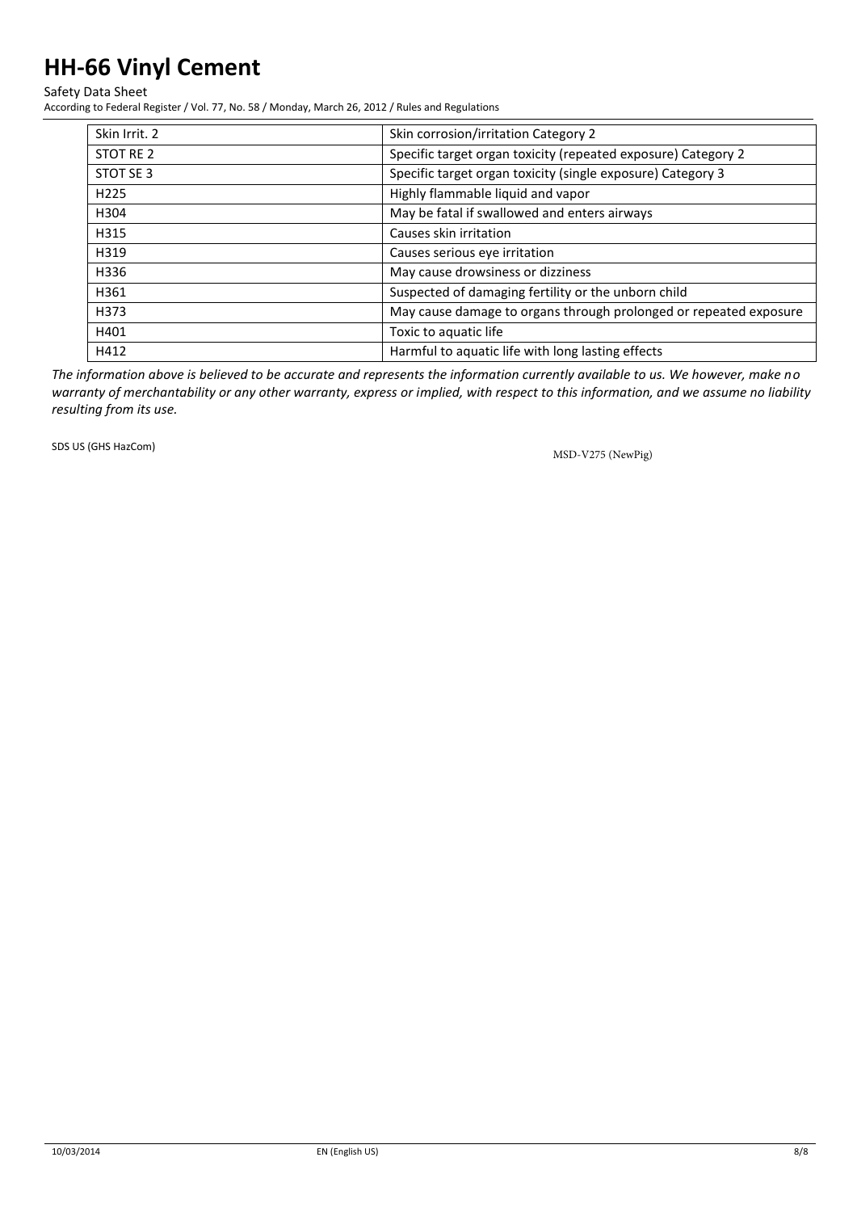| | |
|---|---|
| Skin Irrit. 2 | Skin corrosion/irritation Category 2 |
| STOT RE 2 | Specific target organ toxicity (repeated exposure) Category 2 |
| STOT SE 3 | Specific target organ toxicity (single exposure) Category 3 |
| H225 | Highly flammable liquid and vapor |
| H304 | May be fatal if swallowed and enters airways |
| H315 | Causes skin irritation |
| H319 | Causes serious eye irritation |
| H336 | May cause drowsiness or dizziness |
| H361 | Suspected of damaging fertility or the unborn child |
| H373 | May cause damage to organs through prolonged or repeated exposure |
| H401 | Toxic to aquatic life |
| H412 | Harmful to aquatic life with long lasting effects |

*The information above is believed to be accurate and represents the information currently available to us. We however, make no warranty of merchantability or any other warranty, express or implied, with respect to this information, and we assume no liability resulting from its use.*

SDS US (GHS HazCom)

MSD-V275 (NewPig)